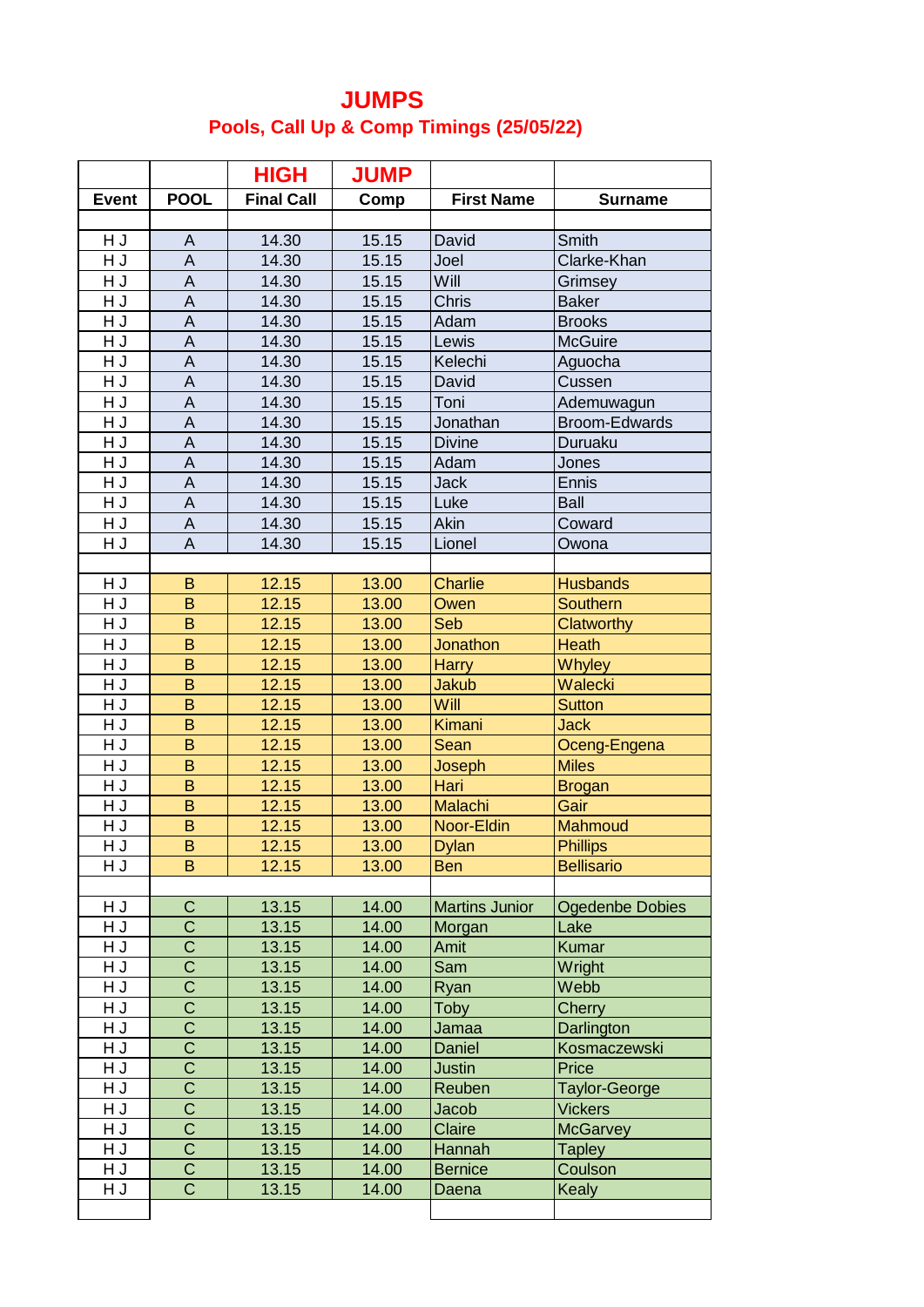# JUMPS

## Pools, Call Up & Comp Timings (25/05/22)

| | | HIGH | JUMP | | |
|---|---|---|---|---|---|
| **Event** | **POOL** | **Final Call** | **Comp** | **First Name** | **Surname** |
| | | | | | |
| H J | A | 14.30 | 15.15 | David | Smith |
| H J | A | 14.30 | 15.15 | Joel | Clarke-Khan |
| H J | A | 14.30 | 15.15 | Will | Grimsey |
| H J | A | 14.30 | 15.15 | Chris | Baker |
| H J | A | 14.30 | 15.15 | Adam | Brooks |
| H J | A | 14.30 | 15.15 | Lewis | McGuire |
| H J | A | 14.30 | 15.15 | Kelechi | Aguocha |
| H J | A | 14.30 | 15.15 | David | Cussen |
| H J | A | 14.30 | 15.15 | Toni | Ademuwagun |
| H J | A | 14.30 | 15.15 | Jonathan | Broom-Edwards |
| H J | A | 14.30 | 15.15 | Divine | Duruaku |
| H J | A | 14.30 | 15.15 | Adam | Jones |
| H J | A | 14.30 | 15.15 | Jack | Ennis |
| H J | A | 14.30 | 15.15 | Luke | Ball |
| H J | A | 14.30 | 15.15 | Akin | Coward |
| H J | A | 14.30 | 15.15 | Lionel | Owona |
| | | | | | |
| H J | B | 12.15 | 13.00 | Charlie | Husbands |
| H J | B | 12.15 | 13.00 | Owen | Southern |
| H J | B | 12.15 | 13.00 | Seb | Clatworthy |
| H J | B | 12.15 | 13.00 | Jonathon | Heath |
| H J | B | 12.15 | 13.00 | Harry | Whyley |
| H J | B | 12.15 | 13.00 | Jakub | Walecki |
| H J | B | 12.15 | 13.00 | Will | Sutton |
| H J | B | 12.15 | 13.00 | Kimani | Jack |
| H J | B | 12.15 | 13.00 | Sean | Oceng-Engena |
| H J | B | 12.15 | 13.00 | Joseph | Miles |
| H J | B | 12.15 | 13.00 | Hari | Brogan |
| H J | B | 12.15 | 13.00 | Malachi | Gair |
| H J | B | 12.15 | 13.00 | Noor-Eldin | Mahmoud |
| H J | B | 12.15 | 13.00 | Dylan | Phillips |
| H J | B | 12.15 | 13.00 | Ben | Bellisario |
| | | | | | |
| H J | C | 13.15 | 14.00 | Martins Junior | Ogedenbe Dobies |
| H J | C | 13.15 | 14.00 | Morgan | Lake |
| H J | C | 13.15 | 14.00 | Amit | Kumar |
| H J | C | 13.15 | 14.00 | Sam | Wright |
| H J | C | 13.15 | 14.00 | Ryan | Webb |
| H J | C | 13.15 | 14.00 | Toby | Cherry |
| H J | C | 13.15 | 14.00 | Jamaa | Darlington |
| H J | C | 13.15 | 14.00 | Daniel | Kosmaczewski |
| H J | C | 13.15 | 14.00 | Justin | Price |
| H J | C | 13.15 | 14.00 | Reuben | Taylor-George |
| H J | C | 13.15 | 14.00 | Jacob | Vickers |
| H J | C | 13.15 | 14.00 | Claire | McGarvey |
| H J | C | 13.15 | 14.00 | Hannah | Tapley |
| H J | C | 13.15 | 14.00 | Bernice | Coulson |
| H J | C | 13.15 | 14.00 | Daena | Kealy |
| | | | | | |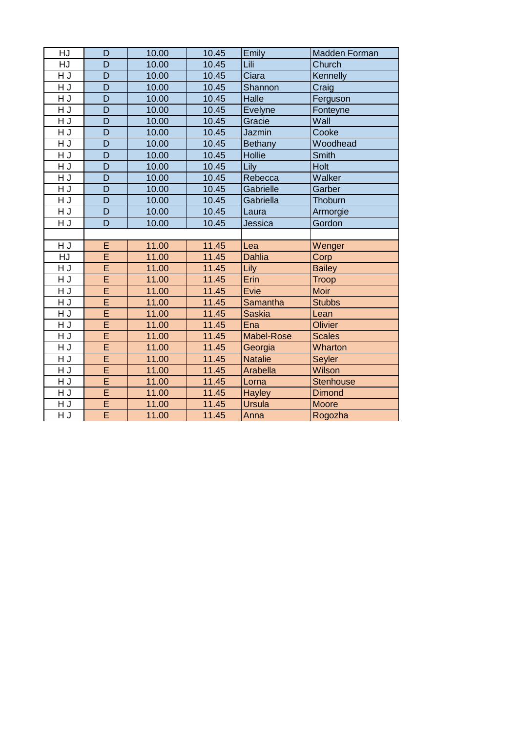| HJ | D | 10.00 | 10.45 | Emily | Madden Forman |
|---|---|---|---|---|---|
| HJ | D | 10.00 | 10.45 | Lili | Church |
| H J | D | 10.00 | 10.45 | Ciara | Kennelly |
| H J | D | 10.00 | 10.45 | Shannon | Craig |
| H J | D | 10.00 | 10.45 | Halle | Ferguson |
| H J | D | 10.00 | 10.45 | Evelyne | Fonteyne |
| H J | D | 10.00 | 10.45 | Gracie | Wall |
| H J | D | 10.00 | 10.45 | Jazmin | Cooke |
| H J | D | 10.00 | 10.45 | Bethany | Woodhead |
| H J | D | 10.00 | 10.45 | Hollie | Smith |
| H J | D | 10.00 | 10.45 | Lily | Holt |
| H J | D | 10.00 | 10.45 | Rebecca | Walker |
| H J | D | 10.00 | 10.45 | Gabrielle | Garber |
| H J | D | 10.00 | 10.45 | Gabriella | Thoburn |
| H J | D | 10.00 | 10.45 | Laura | Armorgie |
| H J | D | 10.00 | 10.45 | Jessica | Gordon |
| | | | | | |
| H J | E | 11.00 | 11.45 | Lea | Wenger |
| HJ | E | 11.00 | 11.45 | Dahlia | Corp |
| H J | E | 11.00 | 11.45 | Lily | Bailey |
| H J | E | 11.00 | 11.45 | Erin | Troop |
| H J | E | 11.00 | 11.45 | Evie | Moir |
| H J | E | 11.00 | 11.45 | Samantha | Stubbs |
| H J | E | 11.00 | 11.45 | Saskia | Lean |
| H J | E | 11.00 | 11.45 | Ena | Olivier |
| H J | E | 11.00 | 11.45 | Mabel-Rose | Scales |
| H J | E | 11.00 | 11.45 | Georgia | Wharton |
| H J | E | 11.00 | 11.45 | Natalie | Seyler |
| H J | E | 11.00 | 11.45 | Arabella | Wilson |
| H J | E | 11.00 | 11.45 | Lorna | Stenhouse |
| H J | E | 11.00 | 11.45 | Hayley | Dimond |
| H J | E | 11.00 | 11.45 | Ursula | Moore |
| H J | E | 11.00 | 11.45 | Anna | Rogozha |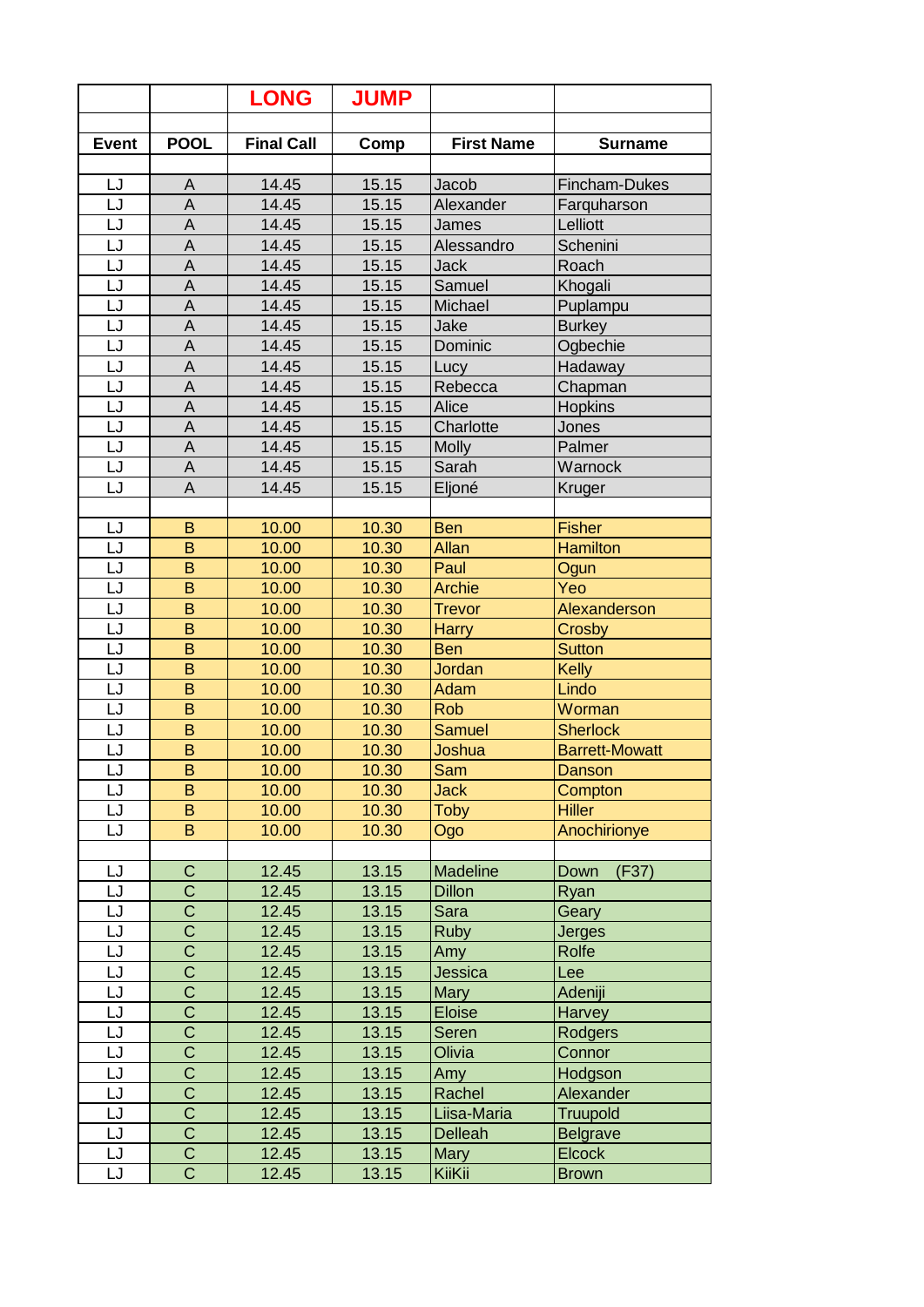| | | LONG | JUMP | | |
|---|---|---|---|---|---|
| | | | | | |
| **Event** | **POOL** | **Final Call** | **Comp** | **First Name** | **Surname** |
| | | | | | |
| LJ | A | 14.45 | 15.15 | Jacob | Fincham-Dukes |
| LJ | A | 14.45 | 15.15 | Alexander | Farquharson |
| LJ | A | 14.45 | 15.15 | James | Lelliott |
| LJ | A | 14.45 | 15.15 | Alessandro | Schenini |
| LJ | A | 14.45 | 15.15 | Jack | Roach |
| LJ | A | 14.45 | 15.15 | Samuel | Khogali |
| LJ | A | 14.45 | 15.15 | Michael | Puplampu |
| LJ | A | 14.45 | 15.15 | Jake | Burkey |
| LJ | A | 14.45 | 15.15 | Dominic | Ogbechie |
| LJ | A | 14.45 | 15.15 | Lucy | Hadaway |
| LJ | A | 14.45 | 15.15 | Rebecca | Chapman |
| LJ | A | 14.45 | 15.15 | Alice | Hopkins |
| LJ | A | 14.45 | 15.15 | Charlotte | Jones |
| LJ | A | 14.45 | 15.15 | Molly | Palmer |
| LJ | A | 14.45 | 15.15 | Sarah | Warnock |
| LJ | A | 14.45 | 15.15 | Eljoné | Kruger |
| | | | | | |
| LJ | B | 10.00 | 10.30 | Ben | Fisher |
| LJ | B | 10.00 | 10.30 | Allan | Hamilton |
| LJ | B | 10.00 | 10.30 | Paul | Ogun |
| LJ | B | 10.00 | 10.30 | Archie | Yeo |
| LJ | B | 10.00 | 10.30 | Trevor | Alexanderson |
| LJ | B | 10.00 | 10.30 | Harry | Crosby |
| LJ | B | 10.00 | 10.30 | Ben | Sutton |
| LJ | B | 10.00 | 10.30 | Jordan | Kelly |
| LJ | B | 10.00 | 10.30 | Adam | Lindo |
| LJ | B | 10.00 | 10.30 | Rob | Worman |
| LJ | B | 10.00 | 10.30 | Samuel | Sherlock |
| LJ | B | 10.00 | 10.30 | Joshua | Barrett-Mowatt |
| LJ | B | 10.00 | 10.30 | Sam | Danson |
| LJ | B | 10.00 | 10.30 | Jack | Compton |
| LJ | B | 10.00 | 10.30 | Toby | Hiller |
| LJ | B | 10.00 | 10.30 | Ogo | Anochirionye |
| | | | | | |
| LJ | C | 12.45 | 13.15 | Madeline | Down (F37) |
| LJ | C | 12.45 | 13.15 | Dillon | Ryan |
| LJ | C | 12.45 | 13.15 | Sara | Geary |
| LJ | C | 12.45 | 13.15 | Ruby | Jerges |
| LJ | C | 12.45 | 13.15 | Amy | Rolfe |
| LJ | C | 12.45 | 13.15 | Jessica | Lee |
| LJ | C | 12.45 | 13.15 | Mary | Adeniji |
| LJ | C | 12.45 | 13.15 | Eloise | Harvey |
| LJ | C | 12.45 | 13.15 | Seren | Rodgers |
| LJ | C | 12.45 | 13.15 | Olivia | Connor |
| LJ | C | 12.45 | 13.15 | Amy | Hodgson |
| LJ | C | 12.45 | 13.15 | Rachel | Alexander |
| LJ | C | 12.45 | 13.15 | Liisa-Maria | Truupold |
| LJ | C | 12.45 | 13.15 | Delleah | Belgrave |
| LJ | C | 12.45 | 13.15 | Mary | Elcock |
| LJ | C | 12.45 | 13.15 | KiiKii | Brown |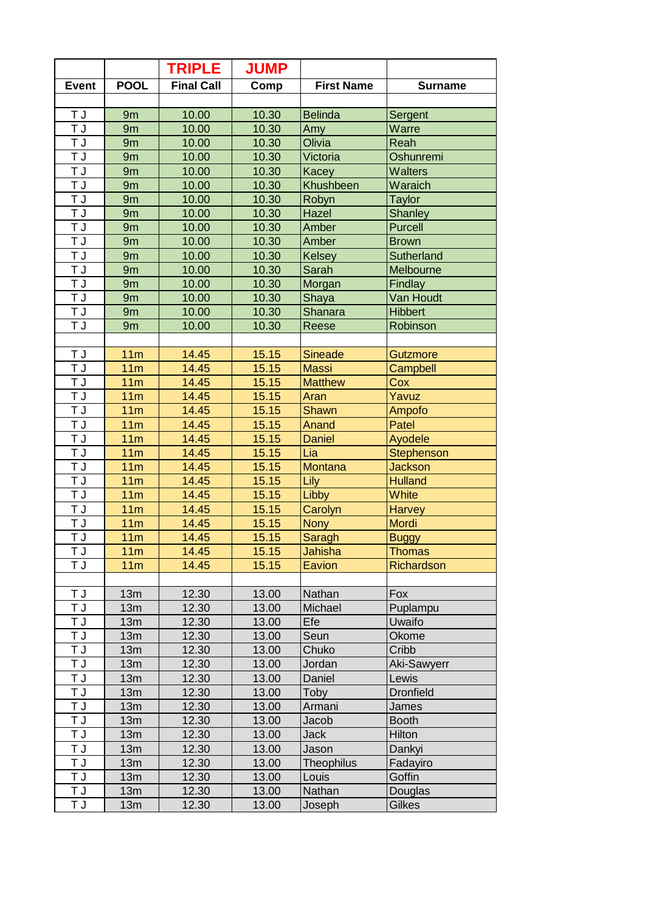| | | TRIPLE | JUMP | | |
|---|---|---|---|---|---|
| **Event** | **POOL** | **Final Call** | **Comp** | **First Name** | **Surname** |
| | | | | | |
| T J | 9m | 10.00 | 10.30 | Belinda | Sergent |
| T J | 9m | 10.00 | 10.30 | Amy | Warre |
| T J | 9m | 10.00 | 10.30 | Olivia | Reah |
| T J | 9m | 10.00 | 10.30 | Victoria | Oshunremi |
| T J | 9m | 10.00 | 10.30 | Kacey | Walters |
| T J | 9m | 10.00 | 10.30 | Khushbeen | Waraich |
| T J | 9m | 10.00 | 10.30 | Robyn | Taylor |
| T J | 9m | 10.00 | 10.30 | Hazel | Shanley |
| T J | 9m | 10.00 | 10.30 | Amber | Purcell |
| T J | 9m | 10.00 | 10.30 | Amber | Brown |
| T J | 9m | 10.00 | 10.30 | Kelsey | Sutherland |
| T J | 9m | 10.00 | 10.30 | Sarah | Melbourne |
| T J | 9m | 10.00 | 10.30 | Morgan | Findlay |
| T J | 9m | 10.00 | 10.30 | Shaya | Van Houdt |
| T J | 9m | 10.00 | 10.30 | Shanara | Hibbert |
| T J | 9m | 10.00 | 10.30 | Reese | Robinson |
| | | | | | |
| T J | 11m | 14.45 | 15.15 | Sineade | Gutzmore |
| T J | 11m | 14.45 | 15.15 | Massi | Campbell |
| T J | 11m | 14.45 | 15.15 | Matthew | Cox |
| T J | 11m | 14.45 | 15.15 | Aran | Yavuz |
| T J | 11m | 14.45 | 15.15 | Shawn | Ampofo |
| T J | 11m | 14.45 | 15.15 | Anand | Patel |
| T J | 11m | 14.45 | 15.15 | Daniel | Ayodele |
| T J | 11m | 14.45 | 15.15 | Lia | Stephenson |
| T J | 11m | 14.45 | 15.15 | Montana | Jackson |
| T J | 11m | 14.45 | 15.15 | Lily | Hulland |
| T J | 11m | 14.45 | 15.15 | Libby | White |
| T J | 11m | 14.45 | 15.15 | Carolyn | Harvey |
| T J | 11m | 14.45 | 15.15 | Nony | Mordi |
| T J | 11m | 14.45 | 15.15 | Saragh | Buggy |
| T J | 11m | 14.45 | 15.15 | Jahisha | Thomas |
| T J | 11m | 14.45 | 15.15 | Eavion | Richardson |
| | | | | | |
| T J | 13m | 12.30 | 13.00 | Nathan | Fox |
| T J | 13m | 12.30 | 13.00 | Michael | Puplampu |
| T J | 13m | 12.30 | 13.00 | Efe | Uwaifo |
| T J | 13m | 12.30 | 13.00 | Seun | Okome |
| T J | 13m | 12.30 | 13.00 | Chuko | Cribb |
| T J | 13m | 12.30 | 13.00 | Jordan | Aki-Sawyerr |
| T J | 13m | 12.30 | 13.00 | Daniel | Lewis |
| T J | 13m | 12.30 | 13.00 | Toby | Dronfield |
| T J | 13m | 12.30 | 13.00 | Armani | James |
| T J | 13m | 12.30 | 13.00 | Jacob | Booth |
| T J | 13m | 12.30 | 13.00 | Jack | Hilton |
| T J | 13m | 12.30 | 13.00 | Jason | Dankyi |
| T J | 13m | 12.30 | 13.00 | Theophilus | Fadayiro |
| T J | 13m | 12.30 | 13.00 | Louis | Goffin |
| T J | 13m | 12.30 | 13.00 | Nathan | Douglas |
| T J | 13m | 12.30 | 13.00 | Joseph | Gilkes |